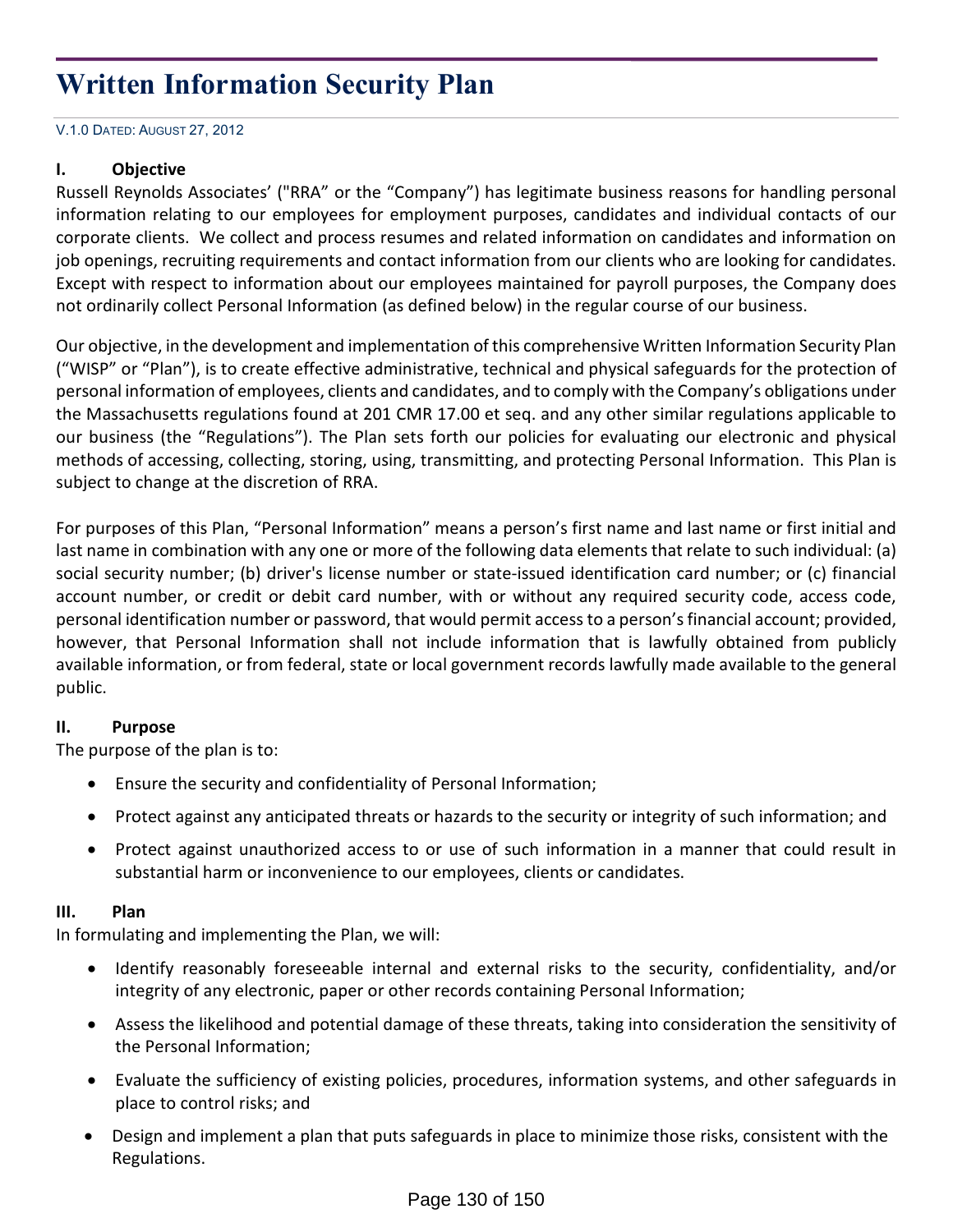# Written Information Security Plan

V.1.0 DATED: AUGUST 27, 2012

## I. Objective

Russell Reynolds Associates' ("RRA" or the "Company") has legitimate business reasons for handling personal information relating to our employees for employment purposes, candidates and individual contacts of our corporate clients. We collect and process resumes and related information on candidates and information on job openings, recruiting requirements and contact information from our clients who are looking for candidates. Except with respect to information about our employees maintained for payroll purposes, the Company does not ordinarily collect Personal Information (as defined below) in the regular course of our business.

Our objective, in the development and implementation of this comprehensive Written Information Security Plan ("WISP" or "Plan"), is to create effective administrative, technical and physical safeguards for the protection of personal information of employees, clients and candidates, and to comply with the Company's obligations under the Massachusetts regulations found at 201 CMR 17.00 et seq. and any other similar regulations applicable to our business (the "Regulations"). The Plan sets forth our policies for evaluating our electronic and physical methods of accessing, collecting, storing, using, transmitting, and protecting Personal Information. This Plan is subject to change at the discretion of RRA.

For purposes of this Plan, "Personal Information" means a person's first name and last name or first initial and last name in combination with any one or more of the following data elements that relate to such individual: (a) social security number; (b) driver's license number or state-issued identification card number; or (c) financial account number, or credit or debit card number, with or without any required security code, access code, personal identification number or password, that would permit access to a person's financial account; provided, however, that Personal Information shall not include information that is lawfully obtained from publicly available information, or from federal, state or local government records lawfully made available to the general public.

## II. Purpose

The purpose of the plan is to:

- Ensure the security and confidentiality of Personal Information;
- Protect against any anticipated threats or hazards to the security or integrity of such information; and
- Protect against unauthorized access to or use of such information in a manner that could result in substantial harm or inconvenience to our employees, clients or candidates.

## III. Plan

In formulating and implementing the Plan, we will:

- Identify reasonably foreseeable internal and external risks to the security, confidentiality, and/or integrity of any electronic, paper or other records containing Personal Information;
- Assess the likelihood and potential damage of these threats, taking into consideration the sensitivity of the Personal Information;
- Evaluate the sufficiency of existing policies, procedures, information systems, and other safeguards in place to control risks; and
- Design and implement a plan that puts safeguards in place to minimize those risks, consistent with the Regulations.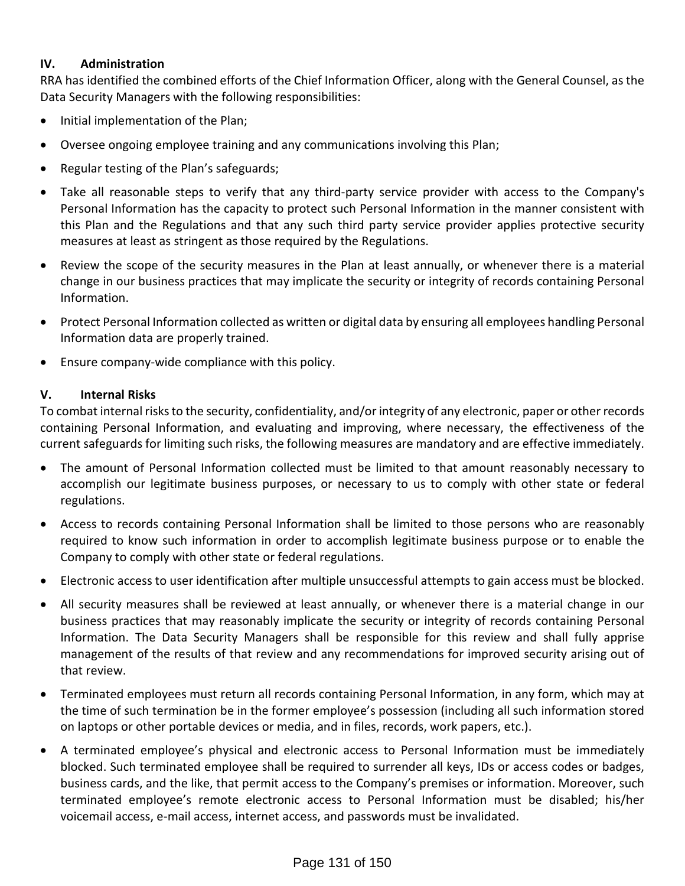## IV. Administration

RRA has identified the combined efforts of the Chief Information Officer, along with the General Counsel, as the Data Security Managers with the following responsibilities:

- Initial implementation of the Plan;
- Oversee ongoing employee training and any communications involving this Plan;
- Regular testing of the Plan's safeguards;
- Take all reasonable steps to verify that any third-party service provider with access to the Company's Personal Information has the capacity to protect such Personal Information in the manner consistent with this Plan and the Regulations and that any such third party service provider applies protective security measures at least as stringent as those required by the Regulations.
- Review the scope of the security measures in the Plan at least annually, or whenever there is a material change in our business practices that may implicate the security or integrity of records containing Personal Information.
- Protect Personal Information collected as written or digital data by ensuring all employees handling Personal Information data are properly trained.
- Ensure company-wide compliance with this policy.

## V. Internal Risks

To combat internal risks to the security, confidentiality, and/or integrity of any electronic, paper or other records containing Personal Information, and evaluating and improving, where necessary, the effectiveness of the current safeguards for limiting such risks, the following measures are mandatory and are effective immediately.

- The amount of Personal Information collected must be limited to that amount reasonably necessary to accomplish our legitimate business purposes, or necessary to us to comply with other state or federal regulations.
- Access to records containing Personal Information shall be limited to those persons who are reasonably required to know such information in order to accomplish legitimate business purpose or to enable the Company to comply with other state or federal regulations.
- Electronic access to user identification after multiple unsuccessful attempts to gain access must be blocked.
- All security measures shall be reviewed at least annually, or whenever there is a material change in our business practices that may reasonably implicate the security or integrity of records containing Personal Information. The Data Security Managers shall be responsible for this review and shall fully apprise management of the results of that review and any recommendations for improved security arising out of that review.
- Terminated employees must return all records containing Personal Information, in any form, which may at the time of such termination be in the former employee's possession (including all such information stored on laptops or other portable devices or media, and in files, records, work papers, etc.).
- A terminated employee's physical and electronic access to Personal Information must be immediately blocked. Such terminated employee shall be required to surrender all keys, IDs or access codes or badges, business cards, and the like, that permit access to the Company's premises or information. Moreover, such terminated employee's remote electronic access to Personal Information must be disabled; his/her voicemail access, e-mail access, internet access, and passwords must be invalidated.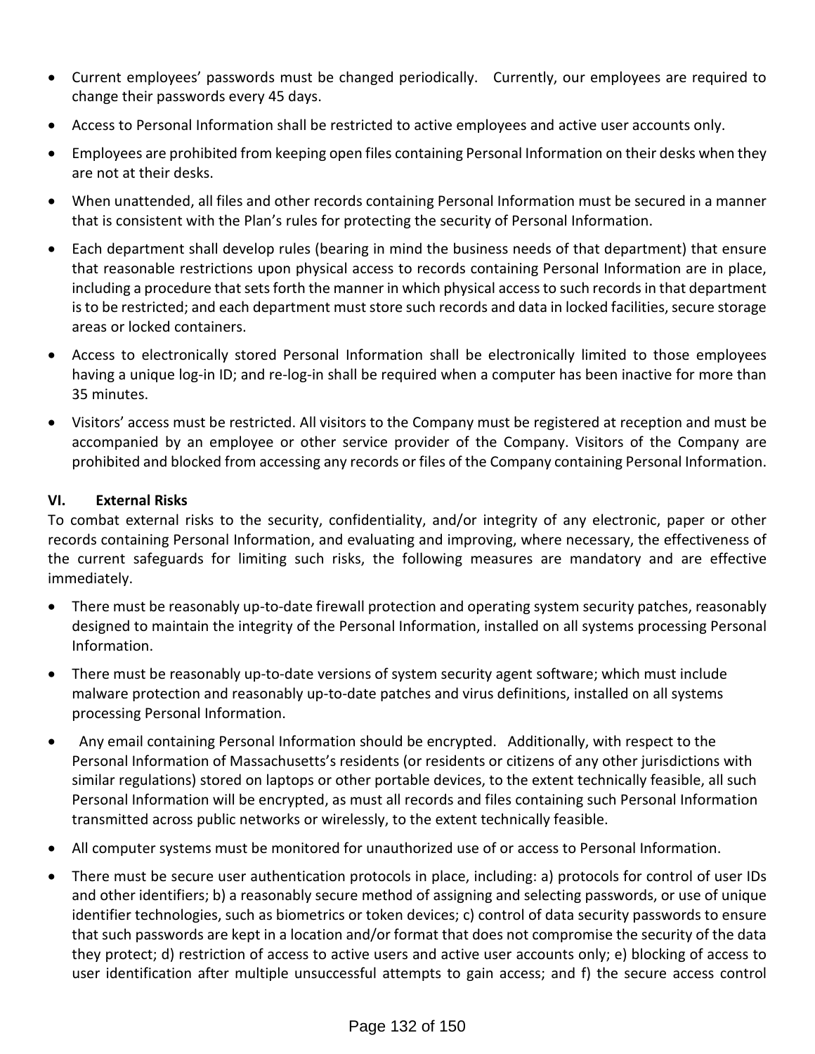- Current employees' passwords must be changed periodically. Currently, our employees are required to change their passwords every 45 days.
- Access to Personal Information shall be restricted to active employees and active user accounts only.
- Employees are prohibited from keeping open files containing Personal Information on their desks when they are not at their desks.
- When unattended, all files and other records containing Personal Information must be secured in a manner that is consistent with the Plan's rules for protecting the security of Personal Information.
- Each department shall develop rules (bearing in mind the business needs of that department) that ensure that reasonable restrictions upon physical access to records containing Personal Information are in place, including a procedure that sets forth the manner in which physical access to such records in that department is to be restricted; and each department must store such records and data in locked facilities, secure storage areas or locked containers.
- Access to electronically stored Personal Information shall be electronically limited to those employees having a unique log-in ID; and re-log-in shall be required when a computer has been inactive for more than 35 minutes.
- Visitors' access must be restricted. All visitors to the Company must be registered at reception and must be accompanied by an employee or other service provider of the Company. Visitors of the Company are prohibited and blocked from accessing any records or files of the Company containing Personal Information.

**VI. External Risks**

To combat external risks to the security, confidentiality, and/or integrity of any electronic, paper or other records containing Personal Information, and evaluating and improving, where necessary, the effectiveness of the current safeguards for limiting such risks, the following measures are mandatory and are effective immediately.

- There must be reasonably up-to-date firewall protection and operating system security patches, reasonably designed to maintain the integrity of the Personal Information, installed on all systems processing Personal Information.
- There must be reasonably up-to-date versions of system security agent software; which must include malware protection and reasonably up-to-date patches and virus definitions, installed on all systems processing Personal Information.
- Any email containing Personal Information should be encrypted. Additionally, with respect to the Personal Information of Massachusetts's residents (or residents or citizens of any other jurisdictions with similar regulations) stored on laptops or other portable devices, to the extent technically feasible, all such Personal Information will be encrypted, as must all records and files containing such Personal Information transmitted across public networks or wirelessly, to the extent technically feasible.
- All computer systems must be monitored for unauthorized use of or access to Personal Information.
- There must be secure user authentication protocols in place, including: a) protocols for control of user IDs and other identifiers; b) a reasonably secure method of assigning and selecting passwords, or use of unique identifier technologies, such as biometrics or token devices; c) control of data security passwords to ensure that such passwords are kept in a location and/or format that does not compromise the security of the data they protect; d) restriction of access to active users and active user accounts only; e) blocking of access to user identification after multiple unsuccessful attempts to gain access; and f) the secure access control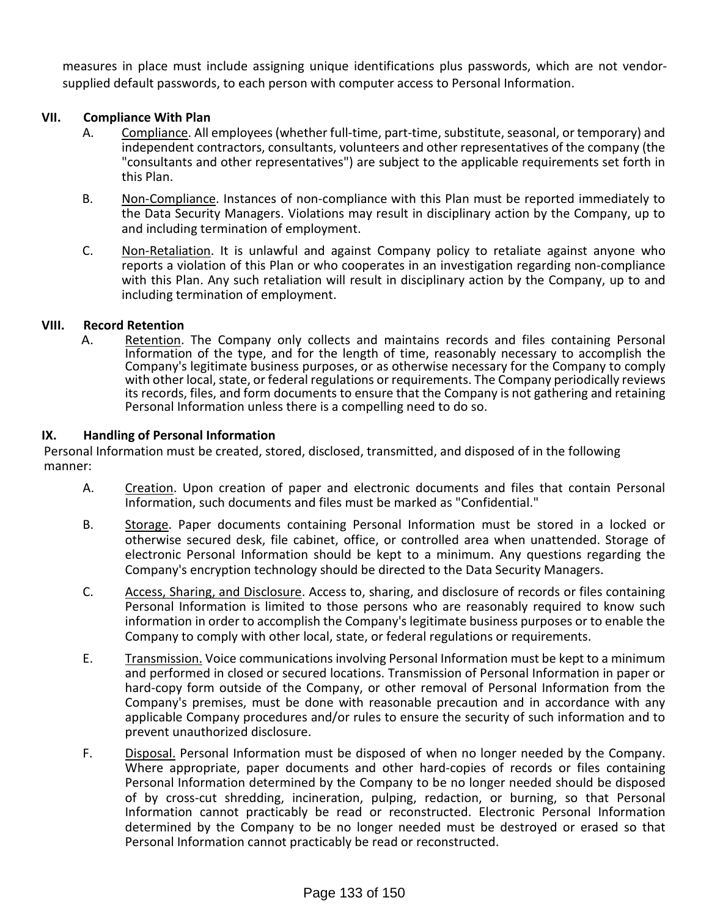measures in place must include assigning unique identifications plus passwords, which are not vendor-supplied default passwords, to each person with computer access to Personal Information.

## VII. Compliance With Plan

A. Compliance. All employees (whether full-time, part-time, substitute, seasonal, or temporary) and independent contractors, consultants, volunteers and other representatives of the company (the "consultants and other representatives") are subject to the applicable requirements set forth in this Plan.

B. Non-Compliance. Instances of non-compliance with this Plan must be reported immediately to the Data Security Managers. Violations may result in disciplinary action by the Company, up to and including termination of employment.

C. Non-Retaliation. It is unlawful and against Company policy to retaliate against anyone who reports a violation of this Plan or who cooperates in an investigation regarding non-compliance with this Plan. Any such retaliation will result in disciplinary action by the Company, up to and including termination of employment.

## VIII. Record Retention

A. Retention. The Company only collects and maintains records and files containing Personal Information of the type, and for the length of time, reasonably necessary to accomplish the Company's legitimate business purposes, or as otherwise necessary for the Company to comply with other local, state, or federal regulations or requirements. The Company periodically reviews its records, files, and form documents to ensure that the Company is not gathering and retaining Personal Information unless there is a compelling need to do so.

## IX. Handling of Personal Information

Personal Information must be created, stored, disclosed, transmitted, and disposed of in the following manner:

A. Creation. Upon creation of paper and electronic documents and files that contain Personal Information, such documents and files must be marked as "Confidential."

B. Storage. Paper documents containing Personal Information must be stored in a locked or otherwise secured desk, file cabinet, office, or controlled area when unattended. Storage of electronic Personal Information should be kept to a minimum. Any questions regarding the Company's encryption technology should be directed to the Data Security Managers.

C. Access, Sharing, and Disclosure. Access to, sharing, and disclosure of records or files containing Personal Information is limited to those persons who are reasonably required to know such information in order to accomplish the Company's legitimate business purposes or to enable the Company to comply with other local, state, or federal regulations or requirements.

E. Transmission. Voice communications involving Personal Information must be kept to a minimum and performed in closed or secured locations. Transmission of Personal Information in paper or hard-copy form outside of the Company, or other removal of Personal Information from the Company's premises, must be done with reasonable precaution and in accordance with any applicable Company procedures and/or rules to ensure the security of such information and to prevent unauthorized disclosure.

F. Disposal. Personal Information must be disposed of when no longer needed by the Company. Where appropriate, paper documents and other hard-copies of records or files containing Personal Information determined by the Company to be no longer needed should be disposed of by cross-cut shredding, incineration, pulping, redaction, or burning, so that Personal Information cannot practicably be read or reconstructed. Electronic Personal Information determined by the Company to be no longer needed must be destroyed or erased so that Personal Information cannot practicably be read or reconstructed.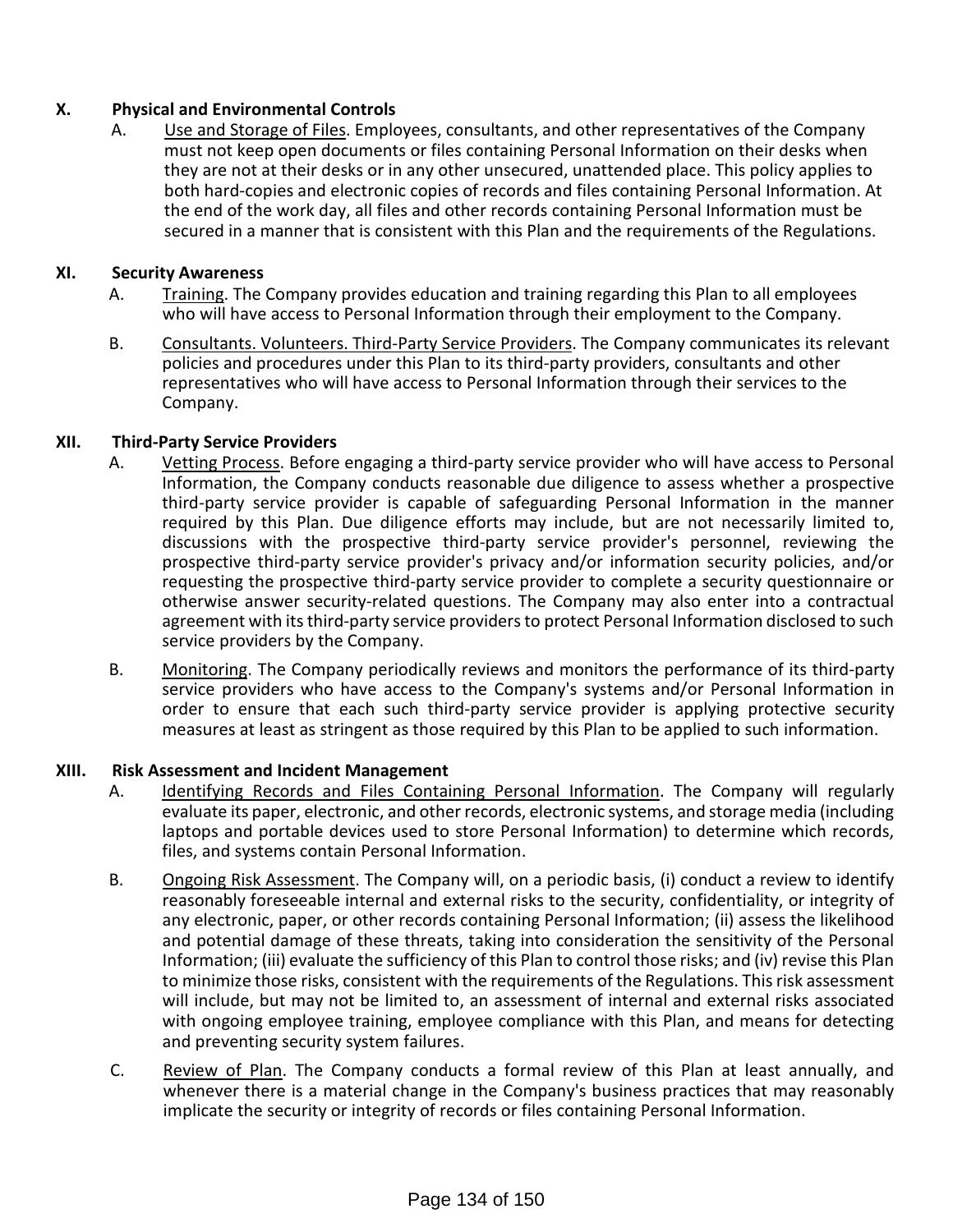## X. Physical and Environmental Controls

A. Use and Storage of Files. Employees, consultants, and other representatives of the Company must not keep open documents or files containing Personal Information on their desks when they are not at their desks or in any other unsecured, unattended place. This policy applies to both hard-copies and electronic copies of records and files containing Personal Information. At the end of the work day, all files and other records containing Personal Information must be secured in a manner that is consistent with this Plan and the requirements of the Regulations.

## XI. Security Awareness

A. Training. The Company provides education and training regarding this Plan to all employees who will have access to Personal Information through their employment to the Company.

B. Consultants. Volunteers. Third-Party Service Providers. The Company communicates its relevant policies and procedures under this Plan to its third-party providers, consultants and other representatives who will have access to Personal Information through their services to the Company.

## XII. Third-Party Service Providers

A. Vetting Process. Before engaging a third-party service provider who will have access to Personal Information, the Company conducts reasonable due diligence to assess whether a prospective third-party service provider is capable of safeguarding Personal Information in the manner required by this Plan. Due diligence efforts may include, but are not necessarily limited to, discussions with the prospective third-party service provider's personnel, reviewing the prospective third-party service provider's privacy and/or information security policies, and/or requesting the prospective third-party service provider to complete a security questionnaire or otherwise answer security-related questions. The Company may also enter into a contractual agreement with its third-party service providers to protect Personal Information disclosed to such service providers by the Company.

B. Monitoring. The Company periodically reviews and monitors the performance of its third-party service providers who have access to the Company's systems and/or Personal Information in order to ensure that each such third-party service provider is applying protective security measures at least as stringent as those required by this Plan to be applied to such information.

## XIII. Risk Assessment and Incident Management

A. Identifying Records and Files Containing Personal Information. The Company will regularly evaluate its paper, electronic, and other records, electronic systems, and storage media (including laptops and portable devices used to store Personal Information) to determine which records, files, and systems contain Personal Information.

B. Ongoing Risk Assessment. The Company will, on a periodic basis, (i) conduct a review to identify reasonably foreseeable internal and external risks to the security, confidentiality, or integrity of any electronic, paper, or other records containing Personal Information; (ii) assess the likelihood and potential damage of these threats, taking into consideration the sensitivity of the Personal Information; (iii) evaluate the sufficiency of this Plan to control those risks; and (iv) revise this Plan to minimize those risks, consistent with the requirements of the Regulations. This risk assessment will include, but may not be limited to, an assessment of internal and external risks associated with ongoing employee training, employee compliance with this Plan, and means for detecting and preventing security system failures.

C. Review of Plan. The Company conducts a formal review of this Plan at least annually, and whenever there is a material change in the Company's business practices that may reasonably implicate the security or integrity of records or files containing Personal Information.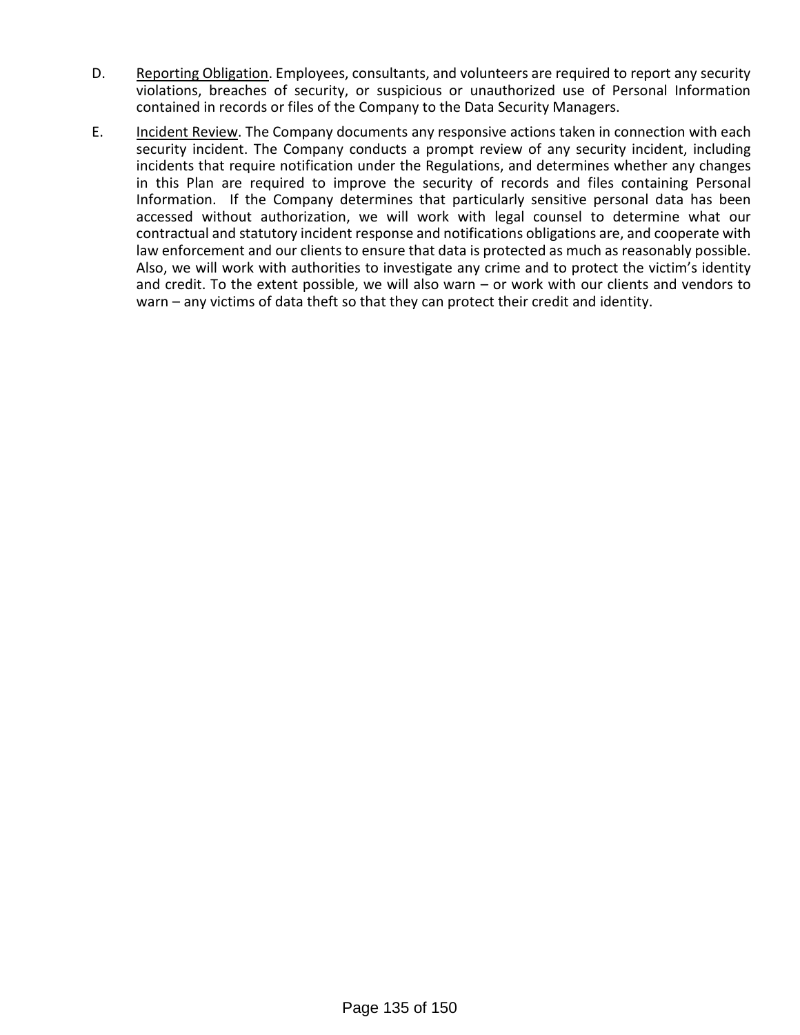D. <u>Reporting Obligation</u>. Employees, consultants, and volunteers are required to report any security violations, breaches of security, or suspicious or unauthorized use of Personal Information contained in records or files of the Company to the Data Security Managers.

E. <u>Incident Review</u>. The Company documents any responsive actions taken in connection with each security incident. The Company conducts a prompt review of any security incident, including incidents that require notification under the Regulations, and determines whether any changes in this Plan are required to improve the security of records and files containing Personal Information. If the Company determines that particularly sensitive personal data has been accessed without authorization, we will work with legal counsel to determine what our contractual and statutory incident response and notifications obligations are, and cooperate with law enforcement and our clients to ensure that data is protected as much as reasonably possible. Also, we will work with authorities to investigate any crime and to protect the victim's identity and credit. To the extent possible, we will also warn – or work with our clients and vendors to warn – any victims of data theft so that they can protect their credit and identity.